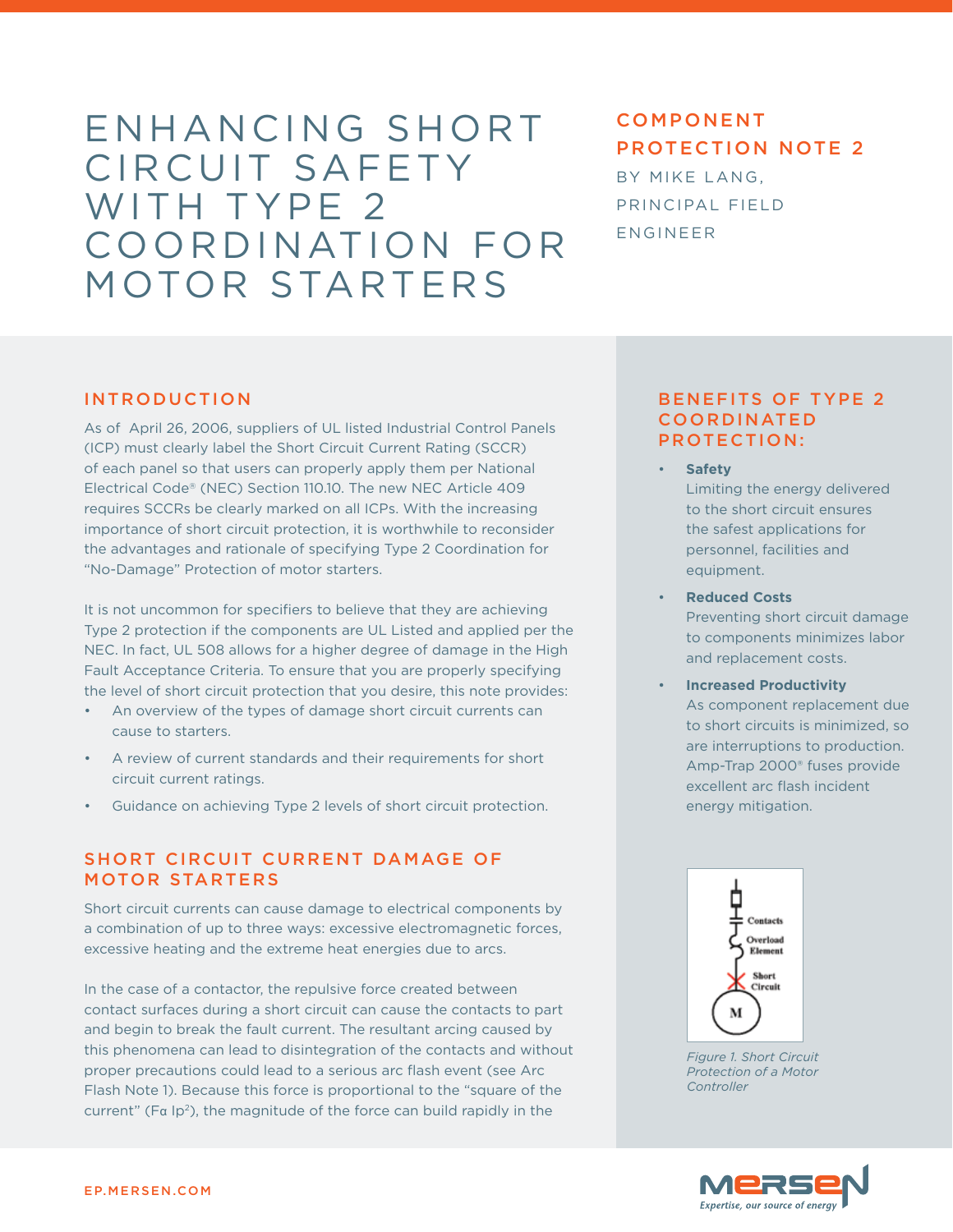# ENHANCING SHORT CIRCUIT SAFETY WITH TYPE 2 COORDINATION FOR MOTOR STARTERS

## COMPONENT PROTECTION NOTE 2

BY MIKE LANG, PRINCIPAL FIELD ENGINEER

## INTRODUCTION

As of April 26, 2006, suppliers of UL listed Industrial Control Panels (ICP) must clearly label the Short Circuit Current Rating (SCCR) of each panel so that users can properly apply them per National Electrical Code® (NEC) Section 110.10. The new NEC Article 409 requires SCCRs be clearly marked on all ICPs. With the increasing importance of short circuit protection, it is worthwhile to reconsider the advantages and rationale of specifying Type 2 Coordination for "No-Damage" Protection of motor starters.

It is not uncommon for specifiers to believe that they are achieving Type 2 protection if the components are UL Listed and applied per the NEC. In fact, UL 508 allows for a higher degree of damage in the High Fault Acceptance Criteria. To ensure that you are properly specifying the level of short circuit protection that you desire, this note provides:

- An overview of the types of damage short circuit currents can cause to starters.
- A review of current standards and their requirements for short circuit current ratings.
- Guidance on achieving Type 2 levels of short circuit protection.

## SHORT CIRCUIT CURRENT DAMAGE OF MOTOR STARTERS

Short circuit currents can cause damage to electrical components by a combination of up to three ways: excessive electromagnetic forces, excessive heating and the extreme heat energies due to arcs.

In the case of a contactor, the repulsive force created between contact surfaces during a short circuit can cause the contacts to part and begin to break the fault current. The resultant arcing caused by this phenomena can lead to disintegration of the contacts and without proper precautions could lead to a serious arc flash event (see Arc Flash Note 1). Because this force is proportional to the "square of the current" ($F \alpha I_p^2$), the magnitude of the force can build rapidly in the

## BENEFITS OF TYPE 2 COORDINATED PROTECTION:

- **Safety**
  Limiting the energy delivered to the short circuit ensures the safest applications for personnel, facilities and equipment.
- **Reduced Costs**
  Preventing short circuit damage to components minimizes labor and replacement costs.
- **Increased Productivity**
  As component replacement due to short circuits is minimized, so are interruptions to production. Amp-Trap 2000® fuses provide excellent arc flash incident energy mitigation.

Contacts
Overload Element
Short Circuit
M

*Figure 1. Short Circuit Protection of a Motor Controller*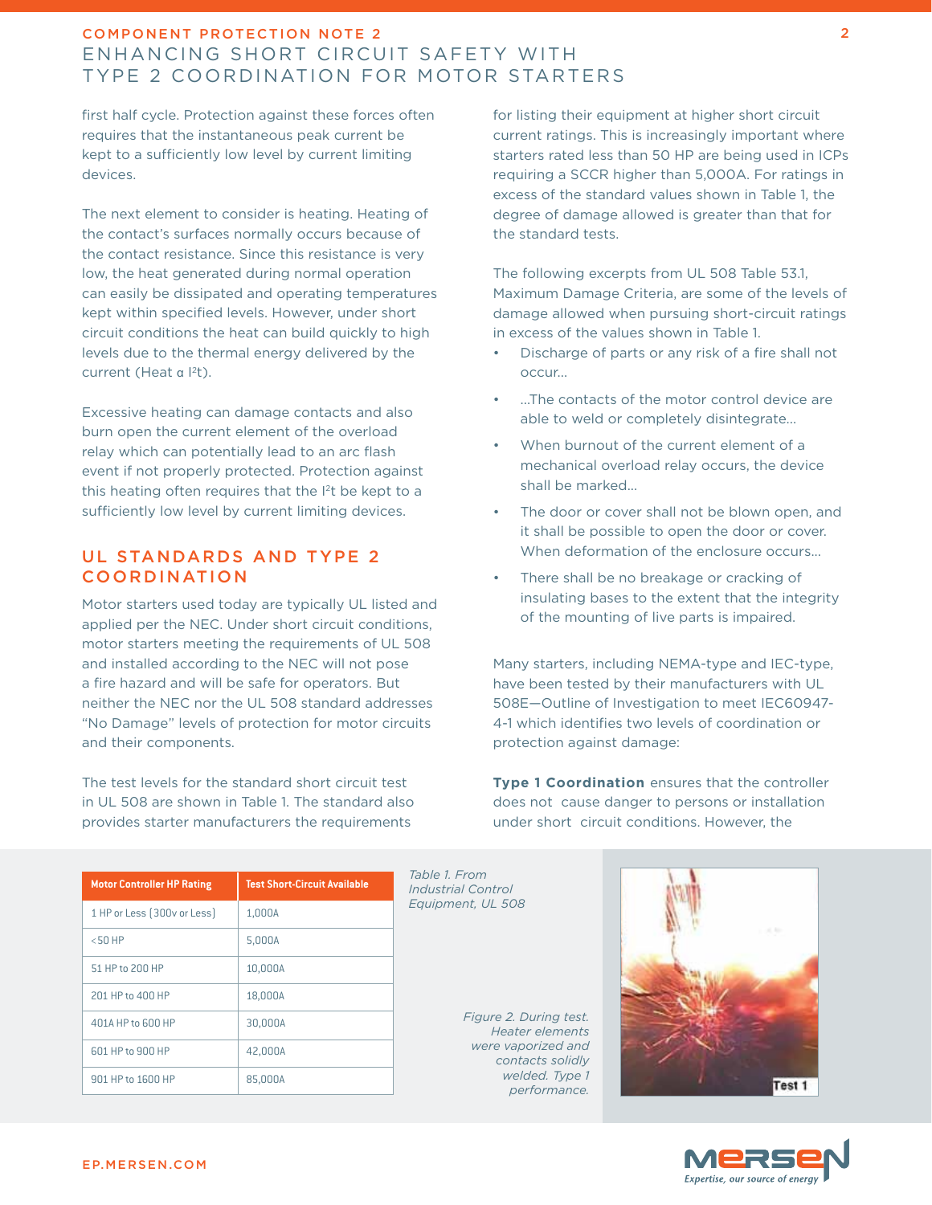first half cycle. Protection against these forces often requires that the instantaneous peak current be kept to a sufficiently low level by current limiting devices.

The next element to consider is heating. Heating of the contact's surfaces normally occurs because of the contact resistance. Since this resistance is very low, the heat generated during normal operation can easily be dissipated and operating temperatures kept within specified levels. However, under short circuit conditions the heat can build quickly to high levels due to the thermal energy delivered by the current (Heat $\alpha$ $I^2t$).

Excessive heating can damage contacts and also burn open the current element of the overload relay which can potentially lead to an arc flash event if not properly protected. Protection against this heating often requires that the $I^2t$ be kept to a sufficiently low level by current limiting devices.

## UL STANDARDS AND TYPE 2 COORDINATION

Motor starters used today are typically UL listed and applied per the NEC. Under short circuit conditions, motor starters meeting the requirements of UL 508 and installed according to the NEC will not pose a fire hazard and will be safe for operators. But neither the NEC nor the UL 508 standard addresses "No Damage" levels of protection for motor circuits and their components.

The test levels for the standard short circuit test in UL 508 are shown in Table 1. The standard also provides starter manufacturers the requirements for listing their equipment at higher short circuit current ratings. This is increasingly important where starters rated less than 50 HP are being used in ICPs requiring a SCCR higher than 5,000A. For ratings in excess of the standard values shown in Table 1, the degree of damage allowed is greater than that for the standard tests.

The following excerpts from UL 508 Table 53.1, Maximum Damage Criteria, are some of the levels of damage allowed when pursuing short-circuit ratings in excess of the values shown in Table 1.

- Discharge of parts or any risk of a fire shall not occur...
- ...The contacts of the motor control device are able to weld or completely disintegrate...
- When burnout of the current element of a mechanical overload relay occurs, the device shall be marked...
- The door or cover shall not be blown open, and it shall be possible to open the door or cover. When deformation of the enclosure occurs...
- There shall be no breakage or cracking of insulating bases to the extent that the integrity of the mounting of live parts is impaired.

Many starters, including NEMA-type and IEC-type, have been tested by their manufacturers with UL 508E—Outline of Investigation to meet IEC60947-4-1 which identifies two levels of coordination or protection against damage:

**Type 1 Coordination** ensures that the controller does not cause danger to persons or installation under short circuit conditions. However, the

| Motor Controller HP Rating | Test Short-Circuit Available |
|---|---|
| 1 HP or Less (300v or Less) | 1,000A |
| <50 HP | 5,000A |
| 51 HP to 200 HP | 10,000A |
| 201 HP to 400 HP | 18,000A |
| 401A HP to 600 HP | 30,000A |
| 601 HP to 900 HP | 42,000A |
| 901 HP to 1600 HP | 85,000A |

*Table 1. From Industrial Control Equipment, UL 508*

*Figure 2. During test. Heater elements were vaporized and contacts solidly welded. Type 1 performance.*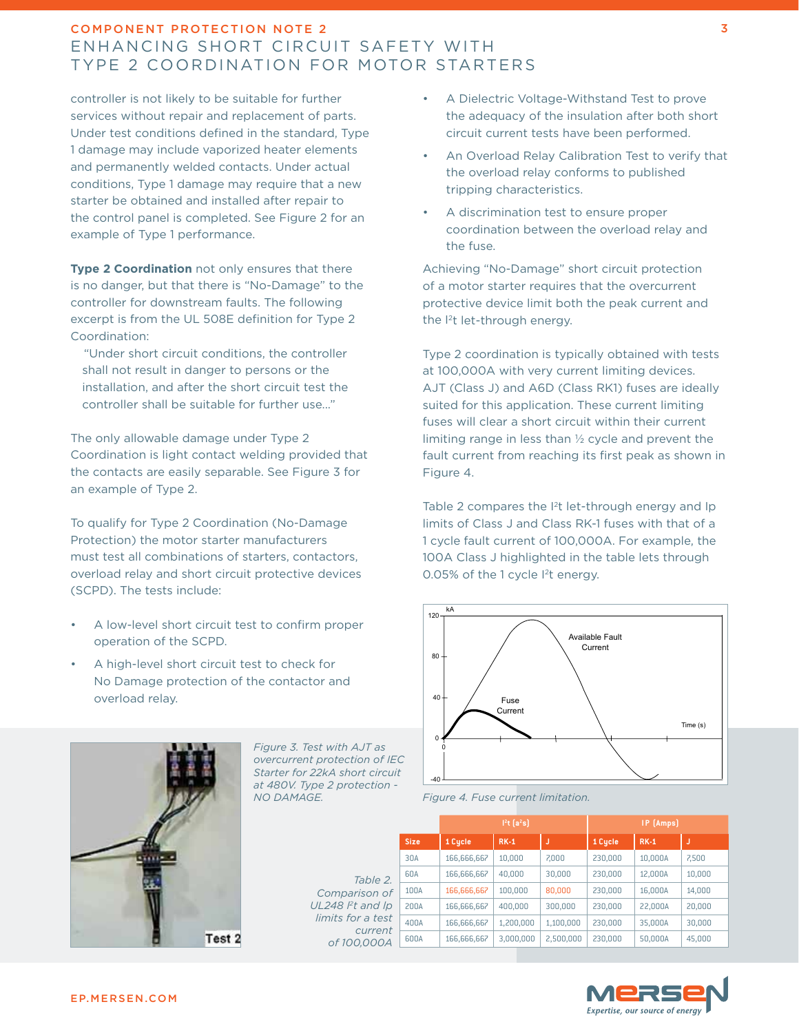controller is not likely to be suitable for further services without repair and replacement of parts. Under test conditions defined in the standard, Type 1 damage may include vaporized heater elements and permanently welded contacts. Under actual conditions, Type 1 damage may require that a new starter be obtained and installed after repair to the control panel is completed. See Figure 2 for an example of Type 1 performance.

**Type 2 Coordination** not only ensures that there is no danger, but that there is "No-Damage" to the controller for downstream faults. The following excerpt is from the UL 508E definition for Type 2 Coordination:

> "Under short circuit conditions, the controller shall not result in danger to persons or the installation, and after the short circuit test the controller shall be suitable for further use..."

The only allowable damage under Type 2 Coordination is light contact welding provided that the contacts are easily separable. See Figure 3 for an example of Type 2.

To qualify for Type 2 Coordination (No-Damage Protection) the motor starter manufacturers must test all combinations of starters, contactors, overload relay and short circuit protective devices (SCPD). The tests include:

- A low-level short circuit test to confirm proper operation of the SCPD.
- A high-level short circuit test to check for No Damage protection of the contactor and overload relay.
- A Dielectric Voltage-Withstand Test to prove the adequacy of the insulation after both short circuit current tests have been performed.
- An Overload Relay Calibration Test to verify that the overload relay conforms to published tripping characteristics.
- A discrimination test to ensure proper coordination between the overload relay and the fuse.

Achieving "No-Damage" short circuit protection of a motor starter requires that the overcurrent protective device limit both the peak current and the $I^2t$ let-through energy.

Type 2 coordination is typically obtained with tests at 100,000A with very current limiting devices. AJT (Class J) and A6D (Class RK1) fuses are ideally suited for this application. These current limiting fuses will clear a short circuit within their current limiting range in less than ½ cycle and prevent the fault current from reaching its first peak as shown in Figure 4.

Table 2 compares the $I^2t$ let-through energy and Ip limits of Class J and Class RK-1 fuses with that of a 1 cycle fault current of 100,000A. For example, the 100A Class J highlighted in the table lets through 0.05% of the 1 cycle $I^2t$ energy.

*Figure 4. Fuse current limitation.*

*Figure 3. Test with AJT as overcurrent protection of IEC Starter for 22kA short circuit at 480V. Type 2 protection - NO DAMAGE.*

*Table 2. Comparison of UL248 $I^2t$ and Ip limits for a test current of 100,000A*

| | $I^2t$ ($a^2s$) | | | IP (Amps) | | |
|---|---|---|---|---|---|---|
| Size | 1 Cycle | RK-1 | J | 1 Cycle | RK-1 | J |
| 30A | 166,666,667 | 10,000 | 7,000 | 230,000 | 10,000A | 7,500 |
| 60A | 166,666,667 | 40,000 | 30,000 | 230,000 | 12,000A | 10,000 |
| 100A | 166,666,667 | 100,000 | 80,000 | 230,000 | 16,000A | 14,000 |
| 200A | 166,666,667 | 400,000 | 300,000 | 230,000 | 22,000A | 20,000 |
| 400A | 166,666,667 | 1,200,000 | 1,100,000 | 230,000 | 35,000A | 30,000 |
| 600A | 166,666,667 | 3,000,000 | 2,500,000 | 230,000 | 50,000A | 45,000 |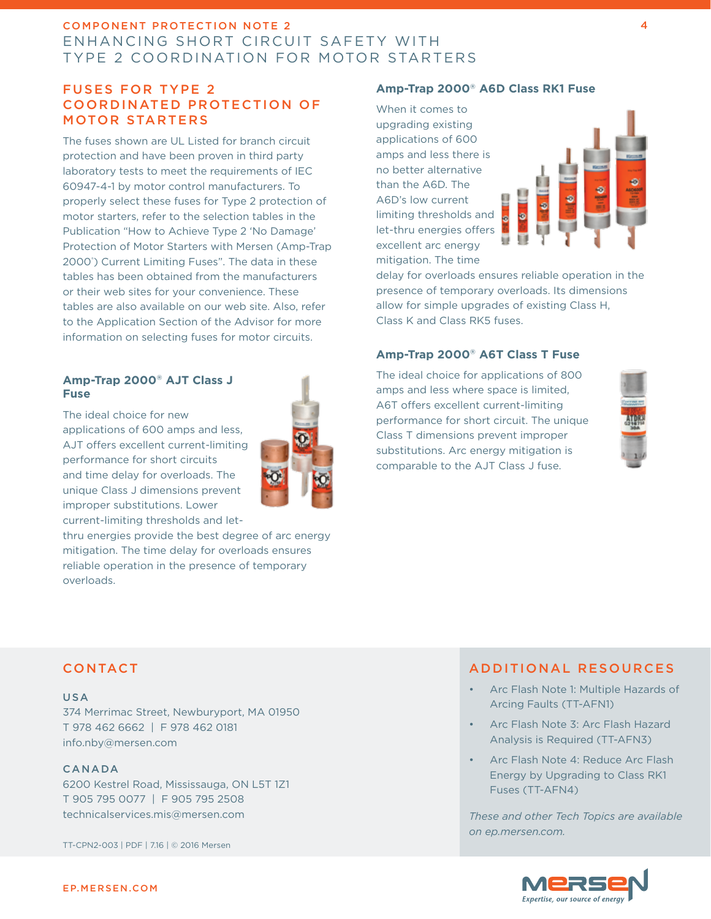## FUSES FOR TYPE 2 COORDINATED PROTECTION OF MOTOR STARTERS

The fuses shown are UL Listed for branch circuit protection and have been proven in third party laboratory tests to meet the requirements of IEC 60947-4-1 by motor control manufacturers. To properly select these fuses for Type 2 protection of motor starters, refer to the selection tables in the Publication "How to Achieve Type 2 'No Damage' Protection of Motor Starters with Mersen (Amp-Trap 2000®) Current Limiting Fuses". The data in these tables has been obtained from the manufacturers or their web sites for your convenience. These tables are also available on our web site. Also, refer to the Application Section of the Advisor for more information on selecting fuses for motor circuits.

### Amp-Trap 2000® AJT Class J Fuse

The ideal choice for new applications of 600 amps and less, AJT offers excellent current-limiting performance for short circuits and time delay for overloads. The unique Class J dimensions prevent improper substitutions. Lower current-limiting thresholds and let-thru energies provide the best degree of arc energy mitigation. The time delay for overloads ensures reliable operation in the presence of temporary overloads.

### Amp-Trap 2000® A6D Class RK1 Fuse

When it comes to upgrading existing applications of 600 amps and less there is no better alternative than the A6D. The A6D's low current limiting thresholds and let-thru energies offers excellent arc energy mitigation. The time delay for overloads ensures reliable operation in the presence of temporary overloads. Its dimensions allow for simple upgrades of existing Class H, Class K and Class RK5 fuses.

### Amp-Trap 2000® A6T Class T Fuse

The ideal choice for applications of 800 amps and less where space is limited, A6T offers excellent current-limiting performance for short circuit. The unique Class T dimensions prevent improper substitutions. Arc energy mitigation is comparable to the AJT Class J fuse.

## CONTACT

**USA**
374 Merrimac Street, Newburyport, MA 01950
T 978 462 6662 | F 978 462 0181
info.nby@mersen.com

**CANADA**
6200 Kestrel Road, Mississauga, ON L5T 1Z1
T 905 795 0077 | F 905 795 2508
technicalservices.mis@mersen.com

TT-CPN2-003 | PDF | 7.16 | © 2016 Mersen

## ADDITIONAL RESOURCES

- Arc Flash Note 1: Multiple Hazards of Arcing Faults (TT-AFN1)
- Arc Flash Note 3: Arc Flash Hazard Analysis is Required (TT-AFN3)
- Arc Flash Note 4: Reduce Arc Flash Energy by Upgrading to Class RK1 Fuses (TT-AFN4)

*These and other Tech Topics are available on ep.mersen.com.*

EP.MERSEN.COM

MERSEN
*Expertise, our source of energy*